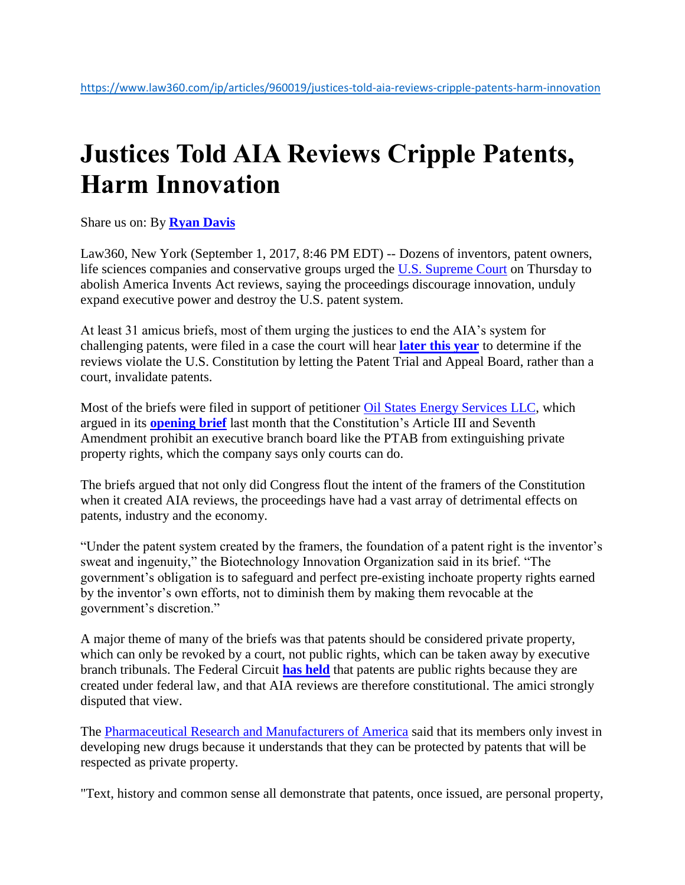https://www.law360.com/ip/articles/960019/justices-told-aia-reviews-cripple-patents-harm-innovation

# Justices Told AIA Reviews Cripple Patents, Harm Innovation

Share us on: By **Ryan Davis**

Law360, New York (September 1, 2017, 8:46 PM EDT) -- Dozens of inventors, patent owners, life sciences companies and conservative groups urged the U.S. Supreme Court on Thursday to abolish America Invents Act reviews, saying the proceedings discourage innovation, unduly expand executive power and destroy the U.S. patent system.

At least 31 amicus briefs, most of them urging the justices to end the AIA's system for challenging patents, were filed in a case the court will hear **later this year** to determine if the reviews violate the U.S. Constitution by letting the Patent Trial and Appeal Board, rather than a court, invalidate patents.

Most of the briefs were filed in support of petitioner Oil States Energy Services LLC, which argued in its **opening brief** last month that the Constitution's Article III and Seventh Amendment prohibit an executive branch board like the PTAB from extinguishing private property rights, which the company says only courts can do.

The briefs argued that not only did Congress flout the intent of the framers of the Constitution when it created AIA reviews, the proceedings have had a vast array of detrimental effects on patents, industry and the economy.

"Under the patent system created by the framers, the foundation of a patent right is the inventor's sweat and ingenuity," the Biotechnology Innovation Organization said in its brief. "The government's obligation is to safeguard and perfect pre-existing inchoate property rights earned by the inventor's own efforts, not to diminish them by making them revocable at the government's discretion."

A major theme of many of the briefs was that patents should be considered private property, which can only be revoked by a court, not public rights, which can be taken away by executive branch tribunals. The Federal Circuit **has held** that patents are public rights because they are created under federal law, and that AIA reviews are therefore constitutional. The amici strongly disputed that view.

The Pharmaceutical Research and Manufacturers of America said that its members only invest in developing new drugs because it understands that they can be protected by patents that will be respected as private property.

"Text, history and common sense all demonstrate that patents, once issued, are personal property,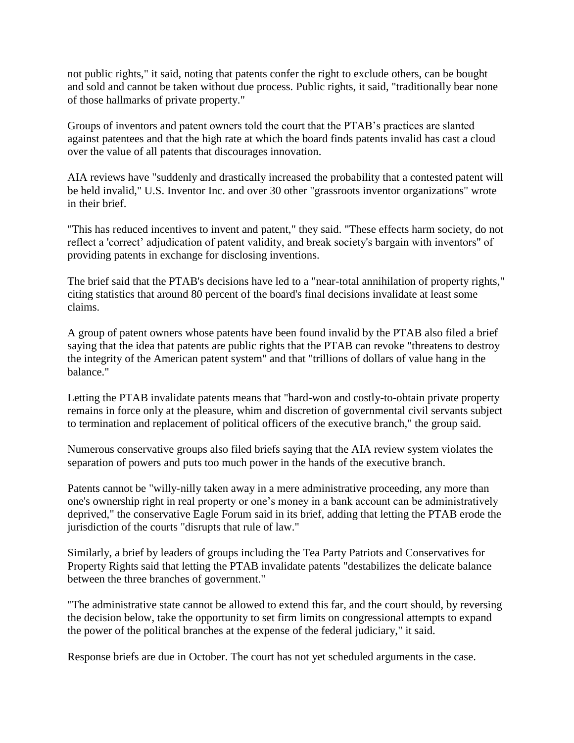not public rights," it said, noting that patents confer the right to exclude others, can be bought and sold and cannot be taken without due process. Public rights, it said, "traditionally bear none of those hallmarks of private property."

Groups of inventors and patent owners told the court that the PTAB's practices are slanted against patentees and that the high rate at which the board finds patents invalid has cast a cloud over the value of all patents that discourages innovation.

AIA reviews have "suddenly and drastically increased the probability that a contested patent will be held invalid," U.S. Inventor Inc. and over 30 other "grassroots inventor organizations" wrote in their brief.

"This has reduced incentives to invent and patent," they said. "These effects harm society, do not reflect a 'correct' adjudication of patent validity, and break society's bargain with inventors" of providing patents in exchange for disclosing inventions.

The brief said that the PTAB's decisions have led to a "near-total annihilation of property rights," citing statistics that around 80 percent of the board's final decisions invalidate at least some claims.

A group of patent owners whose patents have been found invalid by the PTAB also filed a brief saying that the idea that patents are public rights that the PTAB can revoke "threatens to destroy the integrity of the American patent system" and that "trillions of dollars of value hang in the balance."

Letting the PTAB invalidate patents means that "hard-won and costly-to-obtain private property remains in force only at the pleasure, whim and discretion of governmental civil servants subject to termination and replacement of political officers of the executive branch," the group said.

Numerous conservative groups also filed briefs saying that the AIA review system violates the separation of powers and puts too much power in the hands of the executive branch.

Patents cannot be "willy-nilly taken away in a mere administrative proceeding, any more than one's ownership right in real property or one's money in a bank account can be administratively deprived," the conservative Eagle Forum said in its brief, adding that letting the PTAB erode the jurisdiction of the courts "disrupts that rule of law."

Similarly, a brief by leaders of groups including the Tea Party Patriots and Conservatives for Property Rights said that letting the PTAB invalidate patents "destabilizes the delicate balance between the three branches of government."

"The administrative state cannot be allowed to extend this far, and the court should, by reversing the decision below, take the opportunity to set firm limits on congressional attempts to expand the power of the political branches at the expense of the federal judiciary," it said.

Response briefs are due in October. The court has not yet scheduled arguments in the case.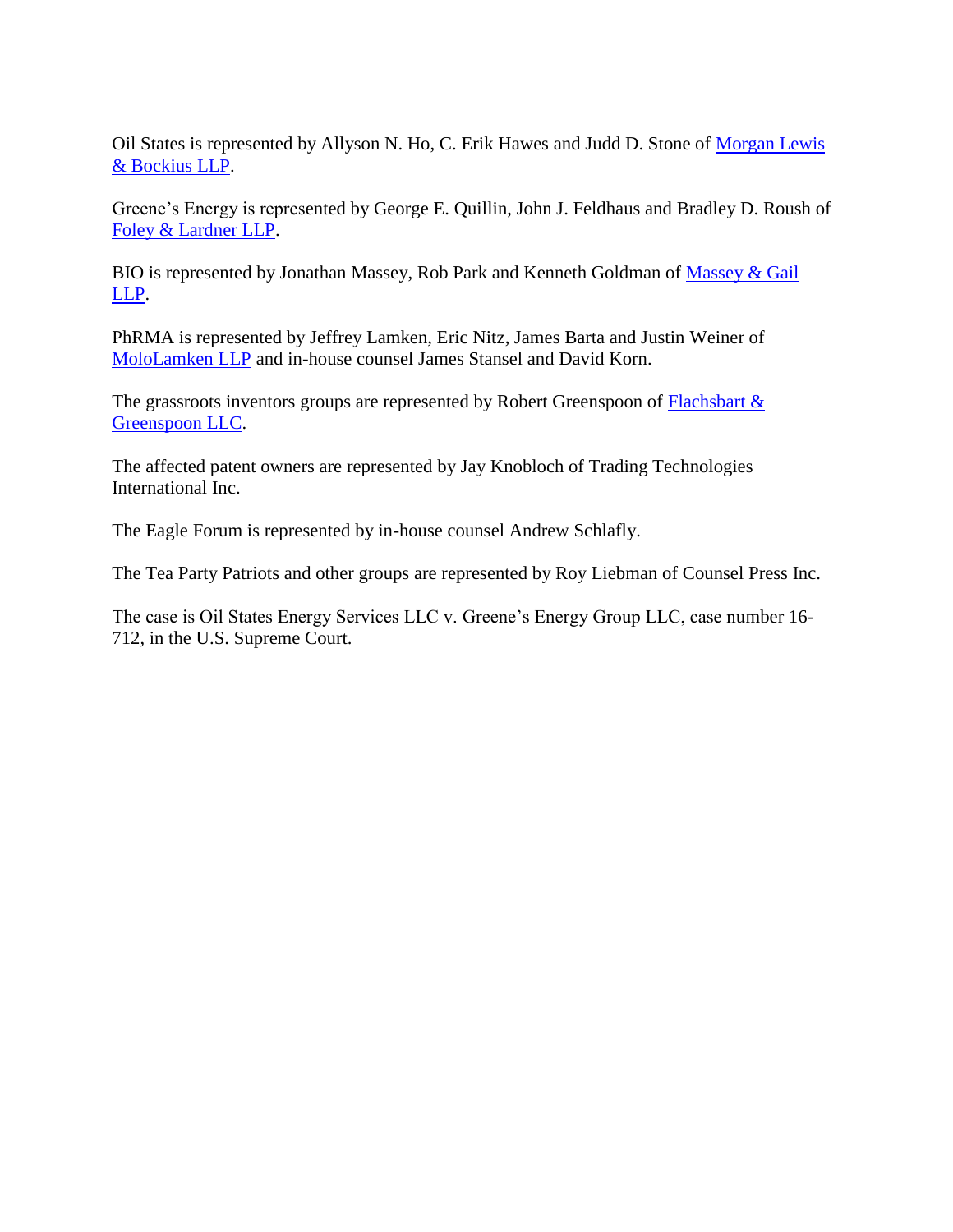Oil States is represented by Allyson N. Ho, C. Erik Hawes and Judd D. Stone of Morgan Lewis & Bockius LLP.

Greene's Energy is represented by George E. Quillin, John J. Feldhaus and Bradley D. Roush of Foley & Lardner LLP.

BIO is represented by Jonathan Massey, Rob Park and Kenneth Goldman of Massey & Gail LLP.

PhRMA is represented by Jeffrey Lamken, Eric Nitz, James Barta and Justin Weiner of MoloLamken LLP and in-house counsel James Stansel and David Korn.

The grassroots inventors groups are represented by Robert Greenspoon of Flachsbart & Greenspoon LLC.

The affected patent owners are represented by Jay Knobloch of Trading Technologies International Inc.

The Eagle Forum is represented by in-house counsel Andrew Schlafly.

The Tea Party Patriots and other groups are represented by Roy Liebman of Counsel Press Inc.

The case is Oil States Energy Services LLC v. Greene's Energy Group LLC, case number 16-712, in the U.S. Supreme Court.